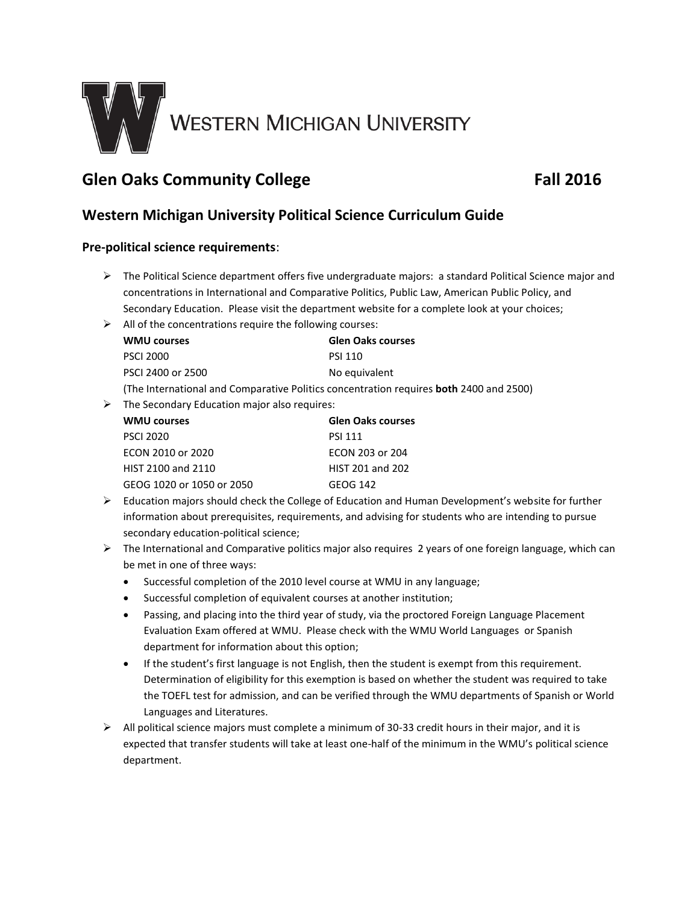WESTERN MICHIGAN UNIVERSITY

## Glen Oaks Community College Fall 2016

### Western Michigan University Political Science Curriculum Guide

**Pre-political science requirements**:

- The Political Science department offers five undergraduate majors: a standard Political Science major and concentrations in International and Comparative Politics, Public Law, American Public Policy, and Secondary Education. Please visit the department website for a complete look at your choices;
- All of the concentrations require the following courses:

| **WMU courses** | **Glen Oaks courses** |
| --- | --- |
| PSCI 2000 | PSI 110 |
| PSCI 2400 or 2500 | No equivalent |

  (The International and Comparative Politics concentration requires **both** 2400 and 2500)

- The Secondary Education major also requires:

| **WMU courses** | **Glen Oaks courses** |
| --- | --- |
| PSCI 2020 | PSI 111 |
| ECON 2010 or 2020 | ECON 203 or 204 |
| HIST 2100 and 2110 | HIST 201 and 202 |
| GEOG 1020 or 1050 or 2050 | GEOG 142 |

- Education majors should check the College of Education and Human Development's website for further information about prerequisites, requirements, and advising for students who are intending to pursue secondary education-political science;
- The International and Comparative politics major also requires 2 years of one foreign language, which can be met in one of three ways:
  - Successful completion of the 2010 level course at WMU in any language;
  - Successful completion of equivalent courses at another institution;
  - Passing, and placing into the third year of study, via the proctored Foreign Language Placement Evaluation Exam offered at WMU. Please check with the WMU World Languages or Spanish department for information about this option;
  - If the student's first language is not English, then the student is exempt from this requirement. Determination of eligibility for this exemption is based on whether the student was required to take the TOEFL test for admission, and can be verified through the WMU departments of Spanish or World Languages and Literatures.
- All political science majors must complete a minimum of 30-33 credit hours in their major, and it is expected that transfer students will take at least one-half of the minimum in the WMU's political science department.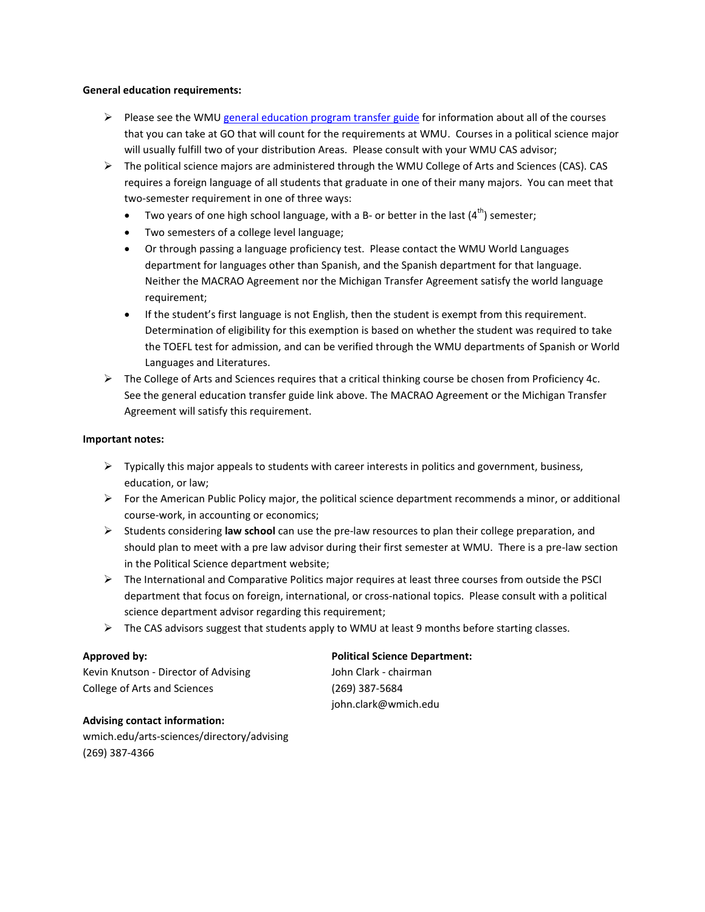**General education requirements:**

- Please see the WMU general education program transfer guide for information about all of the courses that you can take at GO that will count for the requirements at WMU. Courses in a political science major will usually fulfill two of your distribution Areas. Please consult with your WMU CAS advisor;
- The political science majors are administered through the WMU College of Arts and Sciences (CAS). CAS requires a foreign language of all students that graduate in one of their many majors. You can meet that two-semester requirement in one of three ways:
  - Two years of one high school language, with a B- or better in the last (4th) semester;
  - Two semesters of a college level language;
  - Or through passing a language proficiency test. Please contact the WMU World Languages department for languages other than Spanish, and the Spanish department for that language. Neither the MACRAO Agreement nor the Michigan Transfer Agreement satisfy the world language requirement;
  - If the student's first language is not English, then the student is exempt from this requirement. Determination of eligibility for this exemption is based on whether the student was required to take the TOEFL test for admission, and can be verified through the WMU departments of Spanish or World Languages and Literatures.
- The College of Arts and Sciences requires that a critical thinking course be chosen from Proficiency 4c. See the general education transfer guide link above. The MACRAO Agreement or the Michigan Transfer Agreement will satisfy this requirement.

**Important notes:**

- Typically this major appeals to students with career interests in politics and government, business, education, or law;
- For the American Public Policy major, the political science department recommends a minor, or additional course-work, in accounting or economics;
- Students considering **law school** can use the pre-law resources to plan their college preparation, and should plan to meet with a pre law advisor during their first semester at WMU. There is a pre-law section in the Political Science department website;
- The International and Comparative Politics major requires at least three courses from outside the PSCI department that focus on foreign, international, or cross-national topics. Please consult with a political science department advisor regarding this requirement;
- The CAS advisors suggest that students apply to WMU at least 9 months before starting classes.

**Approved by:**
Kevin Knutson - Director of Advising
College of Arts and Sciences

**Political Science Department:**
John Clark - chairman
(269) 387-5684
john.clark@wmich.edu

**Advising contact information:**
wmich.edu/arts-sciences/directory/advising
(269) 387-4366